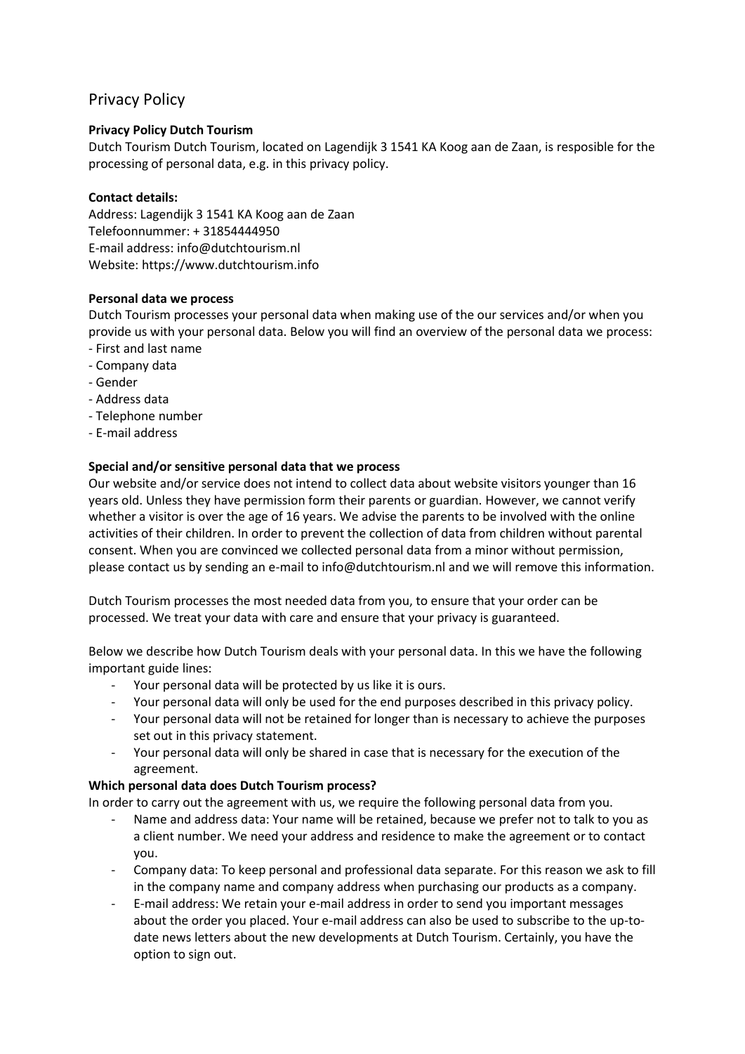# Privacy Policy

**Privacy Policy Dutch Tourism**

Dutch Tourism Dutch Tourism, located on Lagendijk 3 1541 KA Koog aan de Zaan, is resposible for the processing of personal data, e.g. in this privacy policy.

**Contact details:**

Address: Lagendijk 3 1541 KA Koog aan de Zaan
Telefoonnummer: + 31854444950
E-mail address: info@dutchtourism.nl
Website: https://www.dutchtourism.info

**Personal data we process**

Dutch Tourism processes your personal data when making use of the our services and/or when you provide us with your personal data. Below you will find an overview of the personal data we process:

- First and last name
- Company data
- Gender
- Address data
- Telephone number
- E-mail address

**Special and/or sensitive personal data that we process**

Our website and/or service does not intend to collect data about website visitors younger than 16 years old. Unless they have permission form their parents or guardian. However, we cannot verify whether a visitor is over the age of 16 years. We advise the parents to be involved with the online activities of their children. In order to prevent the collection of data from children without parental consent. When you are convinced we collected personal data from a minor without permission, please contact us by sending an e-mail to info@dutchtourism.nl and we will remove this information.

Dutch Tourism processes the most needed data from you, to ensure that your order can be processed. We treat your data with care and ensure that your privacy is guaranteed.

Below we describe how Dutch Tourism deals with your personal data. In this we have the following important guide lines:

- Your personal data will be protected by us like it is ours.
- Your personal data will only be used for the end purposes described in this privacy policy.
- Your personal data will not be retained for longer than is necessary to achieve the purposes set out in this privacy statement.
- Your personal data will only be shared in case that is necessary for the execution of the agreement.

**Which personal data does Dutch Tourism process?**

In order to carry out the agreement with us, we require the following personal data from you.

- Name and address data: Your name will be retained, because we prefer not to talk to you as a client number. We need your address and residence to make the agreement or to contact you.
- Company data: To keep personal and professional data separate. For this reason we ask to fill in the company name and company address when purchasing our products as a company.
- E-mail address: We retain your e-mail address in order to send you important messages about the order you placed. Your e-mail address can also be used to subscribe to the up-to-date news letters about the new developments at Dutch Tourism. Certainly, you have the option to sign out.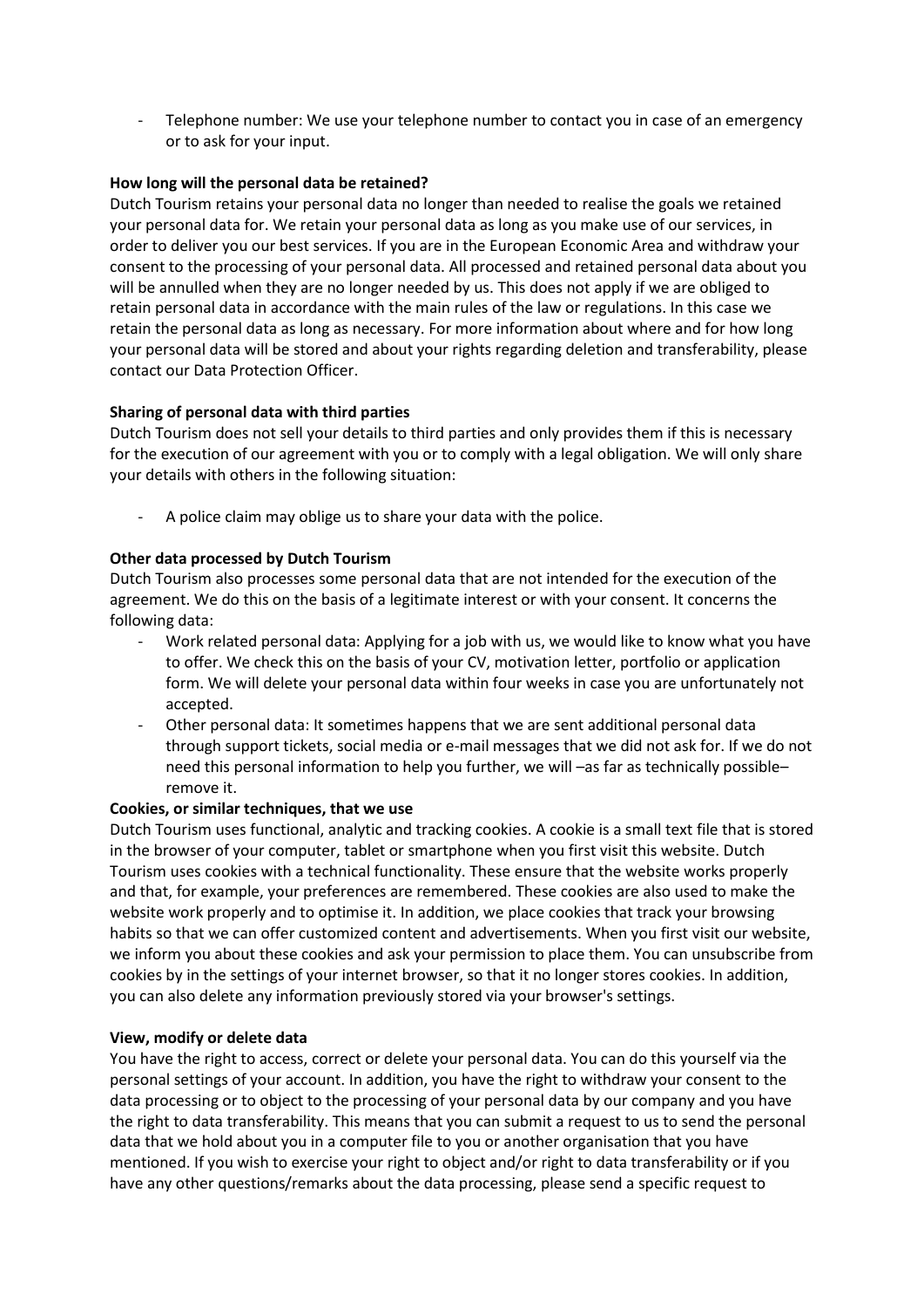- Telephone number: We use your telephone number to contact you in case of an emergency or to ask for your input.

**How long will the personal data be retained?**

Dutch Tourism retains your personal data no longer than needed to realise the goals we retained your personal data for. We retain your personal data as long as you make use of our services, in order to deliver you our best services. If you are in the European Economic Area and withdraw your consent to the processing of your personal data. All processed and retained personal data about you will be annulled when they are no longer needed by us. This does not apply if we are obliged to retain personal data in accordance with the main rules of the law or regulations. In this case we retain the personal data as long as necessary. For more information about where and for how long your personal data will be stored and about your rights regarding deletion and transferability, please contact our Data Protection Officer.

**Sharing of personal data with third parties**

Dutch Tourism does not sell your details to third parties and only provides them if this is necessary for the execution of our agreement with you or to comply with a legal obligation. We will only share your details with others in the following situation:

- A police claim may oblige us to share your data with the police.

**Other data processed by Dutch Tourism**

Dutch Tourism also processes some personal data that are not intended for the execution of the agreement. We do this on the basis of a legitimate interest or with your consent. It concerns the following data:

- Work related personal data: Applying for a job with us, we would like to know what you have to offer. We check this on the basis of your CV, motivation letter, portfolio or application form. We will delete your personal data within four weeks in case you are unfortunately not accepted.
- Other personal data: It sometimes happens that we are sent additional personal data through support tickets, social media or e-mail messages that we did not ask for. If we do not need this personal information to help you further, we will –as far as technically possible– remove it.

**Cookies, or similar techniques, that we use**

Dutch Tourism uses functional, analytic and tracking cookies. A cookie is a small text file that is stored in the browser of your computer, tablet or smartphone when you first visit this website. Dutch Tourism uses cookies with a technical functionality. These ensure that the website works properly and that, for example, your preferences are remembered. These cookies are also used to make the website work properly and to optimise it. In addition, we place cookies that track your browsing habits so that we can offer customized content and advertisements. When you first visit our website, we inform you about these cookies and ask your permission to place them. You can unsubscribe from cookies by in the settings of your internet browser, so that it no longer stores cookies. In addition, you can also delete any information previously stored via your browser's settings.

**View, modify or delete data**

You have the right to access, correct or delete your personal data. You can do this yourself via the personal settings of your account. In addition, you have the right to withdraw your consent to the data processing or to object to the processing of your personal data by our company and you have the right to data transferability. This means that you can submit a request to us to send the personal data that we hold about you in a computer file to you or another organisation that you have mentioned. If you wish to exercise your right to object and/or right to data transferability or if you have any other questions/remarks about the data processing, please send a specific request to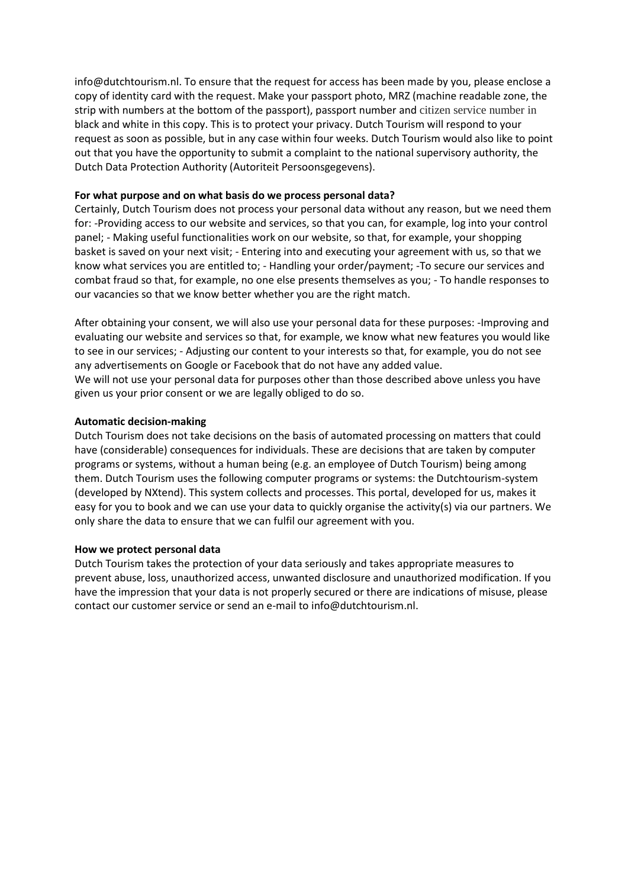info@dutchtourism.nl. To ensure that the request for access has been made by you, please enclose a copy of identity card with the request. Make your passport photo, MRZ (machine readable zone, the strip with numbers at the bottom of the passport), passport number and citizen service number in black and white in this copy. This is to protect your privacy. Dutch Tourism will respond to your request as soon as possible, but in any case within four weeks. Dutch Tourism would also like to point out that you have the opportunity to submit a complaint to the national supervisory authority, the Dutch Data Protection Authority (Autoriteit Persoonsgegevens).

**For what purpose and on what basis do we process personal data?**

Certainly, Dutch Tourism does not process your personal data without any reason, but we need them for: -Providing access to our website and services, so that you can, for example, log into your control panel; - Making useful functionalities work on our website, so that, for example, your shopping basket is saved on your next visit; - Entering into and executing your agreement with us, so that we know what services you are entitled to; - Handling your order/payment; -To secure our services and combat fraud so that, for example, no one else presents themselves as you; - To handle responses to our vacancies so that we know better whether you are the right match.

After obtaining your consent, we will also use your personal data for these purposes: -Improving and evaluating our website and services so that, for example, we know what new features you would like to see in our services; - Adjusting our content to your interests so that, for example, you do not see any advertisements on Google or Facebook that do not have any added value.
We will not use your personal data for purposes other than those described above unless you have given us your prior consent or we are legally obliged to do so.

**Automatic decision-making**

Dutch Tourism does not take decisions on the basis of automated processing on matters that could have (considerable) consequences for individuals. These are decisions that are taken by computer programs or systems, without a human being (e.g. an employee of Dutch Tourism) being among them. Dutch Tourism uses the following computer programs or systems: the Dutchtourism-system (developed by NXtend). This system collects and processes. This portal, developed for us, makes it easy for you to book and we can use your data to quickly organise the activity(s) via our partners. We only share the data to ensure that we can fulfil our agreement with you.

**How we protect personal data**

Dutch Tourism takes the protection of your data seriously and takes appropriate measures to prevent abuse, loss, unauthorized access, unwanted disclosure and unauthorized modification. If you have the impression that your data is not properly secured or there are indications of misuse, please contact our customer service or send an e-mail to info@dutchtourism.nl.